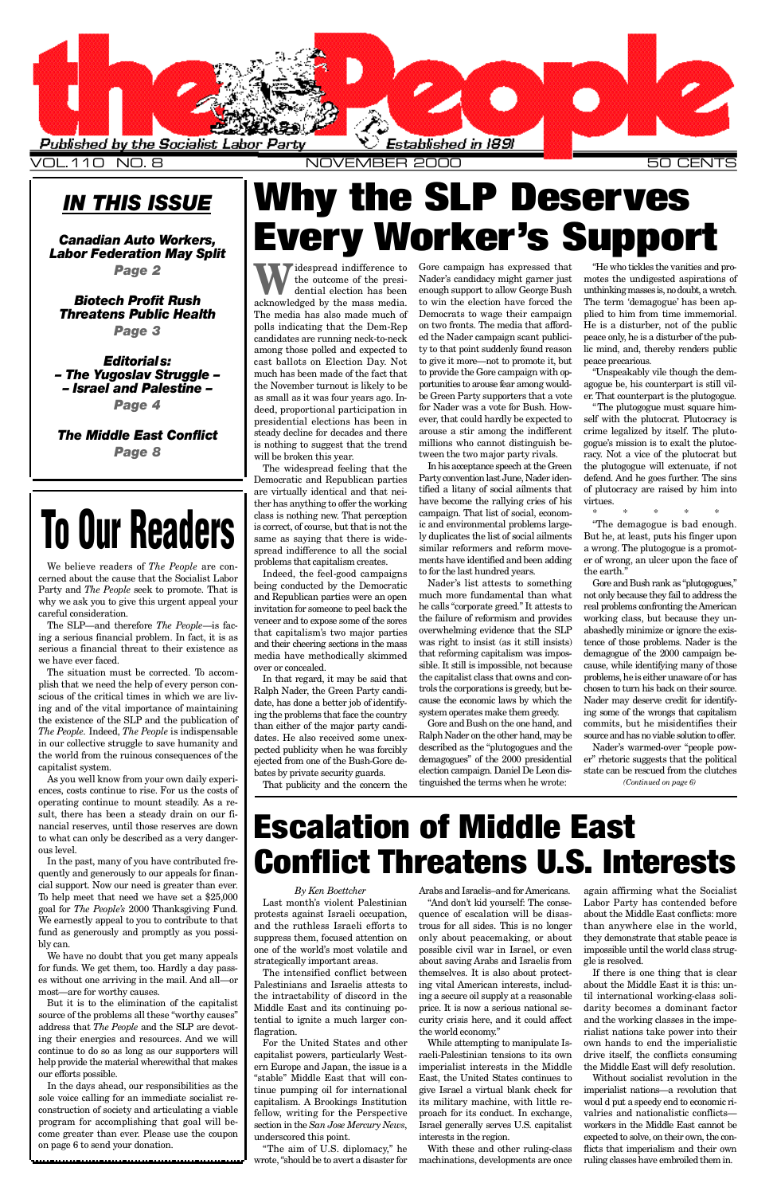# the People

Published by the Socialist Labor Party — Established in 1891

VOL. 110 NO. 8 — NOVEMBER 2000 — 50 CENTS

## IN THIS ISSUE

**Canadian Auto Workers, Labor Federation May Split**
*Page 2*

**Biotech Profit Rush Threatens Public Health**
*Page 3*

**Editorials:**
**– The Yugoslav Struggle –**
**– Israel and Palestine –**
*Page 4*

**The Middle East Conflict**
*Page 8*

# To Our Readers

We believe readers of *The People* are concerned about the cause that the Socialist Labor Party and *The People* seek to promote. That is why we ask you to give this urgent appeal your careful consideration.

The SLP—and therefore *The People*—is facing a serious financial problem. In fact, it is as serious a financial threat to their existence as we have ever faced.

The situation must be corrected. To accomplish that we need the help of every person conscious of the critical times in which we are living and of the vital importance of maintaining the existence of the SLP and the publication of *The People*. Indeed, *The People* is indispensable in our collective struggle to save humanity and the world from the ruinous consequences of the capitalist system.

As you well know from your own daily experiences, costs continue to rise. For us the costs of operating continue to mount steadily. As a result, there has been a steady drain on our financial reserves, until those reserves are down to what can only be described as a very dangerous level.

In the past, many of you have contributed frequently and generously to our appeals for financial support. Now our need is greater than ever. To help meet that need we have set a $25,000 goal for *The People's* 2000 Thanksgiving Fund. We earnestly appeal to you to contribute to that fund as generously and promptly as you possibly can.

We have no doubt that you get many appeals for funds. We get them, too. Hardly a day passes without one arriving in the mail. And all—or most—are for worthy causes.

But it is to the elimination of the capitalist source of the problems all these "worthy causes" address that *The People* and the SLP are devoting their energies and resources. And we will continue to do so as long as our supporters will help provide the material wherewithal that makes our efforts possible.

In the days ahead, our responsibilities as the sole voice calling for an immediate socialist reconstruction of society and articulating a viable program for accomplishing that goal will become greater than ever. Please use the coupon on page 6 to send your donation.

# Why the SLP Deserves Every Worker's Support

Widespread indifference to the outcome of the presidential election has been acknowledged by the mass media. The media has also made much of polls indicating that the Dem-Rep candidates are running neck-to-neck among those polled and expected to cast ballots on Election Day. Not much has been made of the fact that the November turnout is likely to be as small as it was four years ago. Indeed, proportional participation in presidential elections has been in steady decline for decades and there is nothing to suggest that the trend will be broken this year.

The widespread feeling that the Democratic and Republican parties are virtually identical and that neither has anything to offer the working class is nothing new. That perception is correct, of course, but that is not the same as saying that there is widespread indifference to all the social problems that capitalism creates.

Indeed, the feel-good campaigns being conducted by the Democratic and Republican parties are an open invitation for someone to peel back the veneer and to expose some of the sores that capitalism's two major parties and their cheering sections in the mass media have methodically skimmed over or concealed.

In that regard, it may be said that Ralph Nader, the Green Party candidate, has done a better job of identifying the problems that face the country than either of the major party candidates. He also received some unexpected publicity when he was forcibly ejected from one of the Bush-Gore debates by private security guards.

That publicity and the concern the Gore campaign has expressed that Nader's candidacy might garner just enough support to allow George Bush to win the election have forced the Democrats to wage their campaign on two fronts. The media that afforded the Nader campaign scant publicity to that point suddenly found reason to give it more—not to promote it, but to provide the Gore campaign with opportunities to arouse fear among would-be Green Party supporters that a vote for Nader was a vote for Bush. However, that could hardly be expected to arouse a stir among the indifferent millions who cannot distinguish between the two major party rivals.

In his acceptance speech at the Green Party convention last June, Nader identified a litany of social ailments that have become the rallying cries of his campaign. That list of social, economic and environmental problems largely duplicates the list of social ailments similar reformers and reform movements have identified and been adding to for the last hundred years.

Nader's list attests to something much more fundamental than what he calls "corporate greed." It attests to the failure of reformism and provides overwhelming evidence that the SLP was right to insist (as it still insists) that reforming capitalism was impossible. It still is impossible, not because the capitalist class that owns and controls the corporations is greedy, but because the economic laws by which the system operates make them greedy.

Gore and Bush on the one hand, and Ralph Nader on the other hand, may be described as the "plutogogues and the demagogues" of the 2000 presidential election campaign. Daniel De Leon distinguished the terms when he wrote:

"He who tickles the vanities and promotes the undigested aspirations of unthinking masses is, no doubt, a wretch. The term 'demagogue' has been applied to him from time immemorial. He is a disturber, not of the public peace only, he is a disturber of the public mind, and, thereby renders public peace precarious.

"Unspeakably vile though the demagogue be, his counterpart is still viler. That counterpart is the plutogogue.

"The plutogogue must square himself with the plutocrat. Plutocracy is crime legalized by itself. The plutogogue's mission is to exalt the plutocracy. Not a vice of the plutocrat but the plutogogue will extenuate, if not defend. And he goes further. The sins of plutocracy are raised by him into virtues.

\*  \*  \*  \*  \*

"The demagogue is bad enough. But he, at least, puts his finger upon a wrong. The plutogogue is a promoter of wrong, an ulcer upon the face of the earth."

Gore and Bush rank as "plutogogues," not only because they fail to address the real problems confronting the American working class, but because they unabashedly minimize or ignore the existence of those problems. Nader is the demagogue of the 2000 campaign because, while identifying many of those problems, he is either unaware of or has chosen to turn his back on their source. Nader may deserve credit for identifying some of the wrongs that capitalism commits, but he misidentifies their source and has no viable solution to offer.

Nader's warmed-over "people power" rhetoric suggests that the political state can be rescued from the clutches

*(Continued on page 6)*

# Escalation of Middle East Conflict Threatens U.S. Interests

*By Ken Boettcher*

Last month's violent Palestinian protests against Israeli occupation, and the ruthless Israeli efforts to suppress them, focused attention on one of the world's most volatile and strategically important areas.

The intensified conflict between Palestinians and Israelis attests to the intractability of discord in the Middle East and its continuing potential to ignite a much larger conflagration.

For the United States and other capitalist powers, particularly Western Europe and Japan, the issue is a "stable" Middle East that will continue pumping oil for international capitalism. A Brookings Institution fellow, writing for the Perspective section in the *San Jose Mercury News*, underscored this point.

"The aim of U.S. diplomacy," he wrote, "should be to avert a disaster for Arabs and Israelis–and for Americans.

"And don't kid yourself: The consequence of escalation will be disastrous for all sides. This is no longer only about peacemaking, or about possible civil war in Israel, or even about saving Arabs and Israelis from themselves. It is also about protecting vital American interests, including a secure oil supply at a reasonable price. It is now a serious national security crisis here, and it could affect the world economy."

While attempting to manipulate Israeli-Palestinian tensions to its own imperialist interests in the Middle East, the United States continues to give Israel a virtual blank check for its military machine, with little reproach for its conduct. In exchange, Israel generally serves U.S. capitalist interests in the region.

With these and other ruling-class machinations, developments are once again affirming what the Socialist Labor Party has contended before about the Middle East conflicts: more than anywhere else in the world, they demonstrate that stable peace is impossible until the world class struggle is resolved.

If there is one thing that is clear about the Middle East it is this: until international working-class solidarity becomes a dominant factor and the working classes in the imperialist nations take power into their own hands to end the imperialistic drive itself, the conflicts consuming the Middle East will defy resolution.

Without socialist revolution in the imperialist nations—a revolution that woul d put a speedy end to economic rivalries and nationalistic conflicts—workers in the Middle East cannot be expected to solve, on their own, the conflicts that imperialism and their own ruling classes have embroiled them in.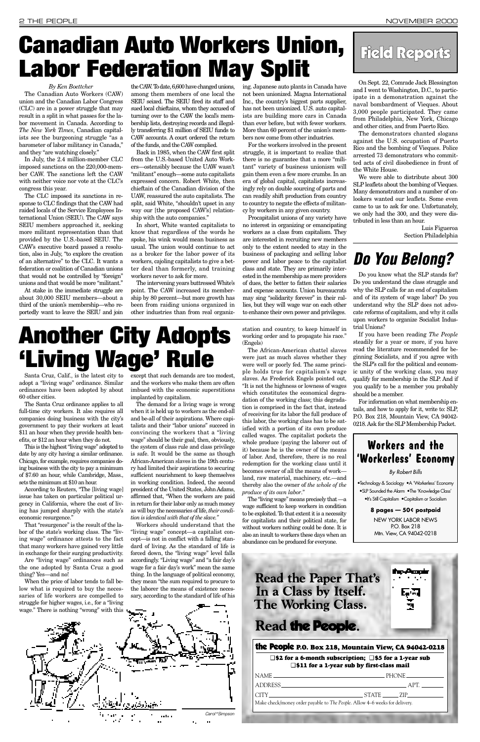# Canadian Auto Workers Union, Labor Federation May Split

*By Ken Boettcher*

The Canadian Auto Workers (CAW) union and the Canadian Labor Congress (CLC) are in a power struggle that may result in a split in what passes for the labor movement in Canada. According to *The New York Times*, Canadian capitalists see the burgeoning struggle "as a barometer of labor militancy in Canada," and they "are watching closely."

In July, the 2.4 million-member CLC imposed sanctions on the 220,000-member CAW. The sanctions left the CAW with neither voice nor vote at the CLC's congress this year.

The CLC imposed its sanctions in response to CLC findings that the CAW had raided locals of the Service Employees International Union (SEIU). The CAW says SEIU members approached it, seeking more militant representation than that provided by the U.S.-based SEIU. The CAW's executive board passed a resolution, also in July, "to explore the creation of an alternative" to the CLC. It wants a federation or coalition of Canadian unions that would not be controlled by "foreign" unions and that would be more "militant."

At stake in the immediate struggle are about 30,000 SEIU members—about a third of the union's membership—who reportedly want to leave the SEIU and join the CAW. To date, 6,600 have changed unions, among them members of one local the SEIU seized. The SEIU fired its staff and sued local chieftains, whom they accused of turning over to the CAW the local's membership lists, destroying records and illegally transferring $1 million of SEIU funds to CAW accounts. A court ordered the return of the funds, and the CAW complied.

Back in 1985, when the CAW first split from the U.S.-based United Auto Workers—ostensibly because the UAW wasn't "militant" enough—some auto capitalists expressed concern. Robert White, then chieftain of the Canadian division of the UAW, reassured the auto capitalists. The split, said White, "shouldn't upset in any way our [the proposed CAW's] relationship with the auto companies."

In short, White wanted capitalists to know that regardless of the words he spoke, his wink would mean business as usual. The union would continue to act as a broker for the labor power of its workers, cajoling capitalists to give a better deal than formerly, and training workers never to ask for more.

The intervening years buttressed White's point. The CAW increased its membership by 80 percent—but more growth has been from raiding unions organized in other industries than from real organizing. Japanese auto plants in Canada have not been unionized. Magna International Inc., the country's biggest parts supplier, has not been unionized. U.S. auto capitalists are building more cars in Canada than ever before, but with fewer workers. More than 60 percent of the union's members now come from other industries.

For the workers involved in the present struggle, it is important to realize that there is no guarantee that a more "militant" variety of business unionism will gain them even a few more crumbs. In an era of global capital, capitalists increasingly rely on double sourcing of parts and can readily shift production from country to country to negate the effects of militancy by workers in any given country.

Procapitalist unions of any variety have no interest in organizing or emancipating workers as a class from capitalism. They are interested in recruiting new members only to the extent needed to stay in the business of packaging and selling labor power and labor peace to the capitalist class and state. They are primarily interested in the membership as mere providers of dues, the better to fatten their salaries and expense accounts. Union bureaucrats may sing "solidarity forever" in their rallies, but they will wage war on each other to enhance their own power and privileges.

# Field Reports

On Sept. 22, Comrade Jack Blessington and I went to Washington, D.C., to participate in a demonstration against the naval bombardment of Vieques. About 3,000 people participated. They came from Philadelphia, New York, Chicago and other cities, and from Puerto Rico.

The demonstrators chanted slogans against the U.S. occupation of Puerto Rico and the bombing of Vieques. Police arrested 73 demonstrators who committed acts of civil disobedience in front of the White House.

We were able to distribute about 300 SLP leaflets about the bombing of Vieques. Many demonstrators and a number of onlookers wanted our leaflets. Some even came to us to ask for one. Unfortunately, we only had the 300, and they were distributed in less than an hour.

Luis Figueroa
Section Philadelphia

# Another City Adopts 'Living Wage' Rule

Santa Cruz, Calif., is the latest city to adopt a "living wage" ordinance. Similar ordinances have been adopted by about 60 other cities.

The Santa Cruz ordinance applies to all full-time city workers. It also requires all companies doing business with the city's government to pay their workers at least $11 an hour when they provide health benefits, or $12 an hour when they do not.

This is the highest "living wage" adopted to date by any city having a similar ordinance. Chicago, for example, requires companies doing business with the city to pay a minimum of $7.60 an hour, while Cambridge, Mass., sets the minimum at $10 an hour.

According to Reuters, "The [living wage] issue has taken on particular political urgency in California, where the cost of living has jumped sharply with the state's economic resurgence."

That "resurgence" is the result of the labor of the state's working class. The "living wage" ordinance attests to the fact that many workers have gained very little in exchange for their surging productivity.

Are "living wage" ordinances such as the one adopted by Santa Cruz a good thing? Yes—and no!

When the price of labor tends to fall below what is required to buy the necessaries of life workers are compelled to struggle for higher wages, i.e., for a "living wage." There is nothing "wrong" with this except that such demands are too modest, and the workers who make them are often imbued with the economic superstitions implanted by capitalism.

The demand for a living wage is wrong when it is held up to workers as the end-all and be-all of their aspirations. Where capitalists and their "labor unions" succeed in convincing the workers that a "living wage" should be their goal, then, obviously, the system of class rule and class privilege is safe. It would be the same as though African-American slaves in the 19th century had limited their aspirations to securing sufficient nourishment to keep themselves in working condition. Indeed, the second president of the United States, John Adams, affirmed that, "When the workers are paid in return for their labor only as much money as will buy the necessaries of life, *their condition is identical with that of the slave*."

Workers should understand that the "living wage" concept—a capitalist concept—is not in conflict with a falling standard of living. As the standard of life is forced down, the "living wage" level falls accordingly. "Living wage" and "a fair day's wage for a fair day's work" mean the same thing. In the language of political economy, they mean "the sum required to procure to the laborer the means of existence necessary, according to the standard of life of his station and country, to keep himself in working order and to propagate his race." (Engels)

The African-American chattel slaves were just as much slaves whether they were well or poorly fed. The same principle holds true for capitalism's wage slaves. As Frederick Engels pointed out, "It is not the highness or lowness of wages which constitutes the economical degradation of the working class; this degradation is comprised in the fact that, instead of receiving for its labor the full produce of this labor, the working class has to be satisfied with a portion of its own produce called wages. The capitalist pockets the whole produce (paying the laborer out of it) because he is the owner of the means of labor. And, therefore, there is no real redemption for the working class until it becomes owner of all the means of work—land, raw material, machinery, etc.—and thereby also the owner of *the whole of the produce of its own labor*."

The "living wage" means precisely that —a wage sufficient to keep workers in condition to be exploited. To that extent it is a necessity for capitalists and their political state, for without workers nothing could be done. It is also an insult to workers these days when an abundance can be produced for everyone.

Carol*Simpson

# Do You Belong?

Do you know what the SLP stands for? Do you understand the class struggle and why the SLP calls for an end of capitalism and of its system of wage labor? Do you understand why the SLP does not advocate reforms of capitalism, and why it calls upon workers to organize Socialist Industrial Unions?

If you have been reading *The People* steadily for a year or more, if you have read the literature recommended for beginning Socialists, and if you agree with the SLP's call for the political and economic unity of the working class, you may qualify for membership in the SLP. And if you qualify to be a member you probably should be a member.

For information on what membership entails, and how to apply for it, write to: SLP, P.O. Box 218, Mountain View, CA 94042-0218. Ask for the SLP Membership Packet.

## Workers and the 'Workerless' Economy

*By Robert Bills*

•Technology & Sociology •A 'Workerless' Economy •SLP Sounded the Alarm •The 'Knowledge Class' •It's Still Capitalism •Capitalism or Socialism

**8 pages — 50¢ postpaid**

NEW YORK LABOR NEWS
P.O. Box 218
Mtn. View, CA 94042-0218

## Read the Paper That's In a Class by Itself. The Working Class.

## Read the People.

**the People P.O. Box 218, Mountain View, CA 94042-0218**

❑ $2 for a 6-month subscription; ❑ $5 for a 1-year sub
❑ $11 for a 1-year sub by first-class mail

NAME ______ PHONE ______
ADDRESS ______ APT. ______
CITY ______ STATE ______ ZIP ______

Make check/money order payable to *The People*. Allow 4–6 weeks for delivery.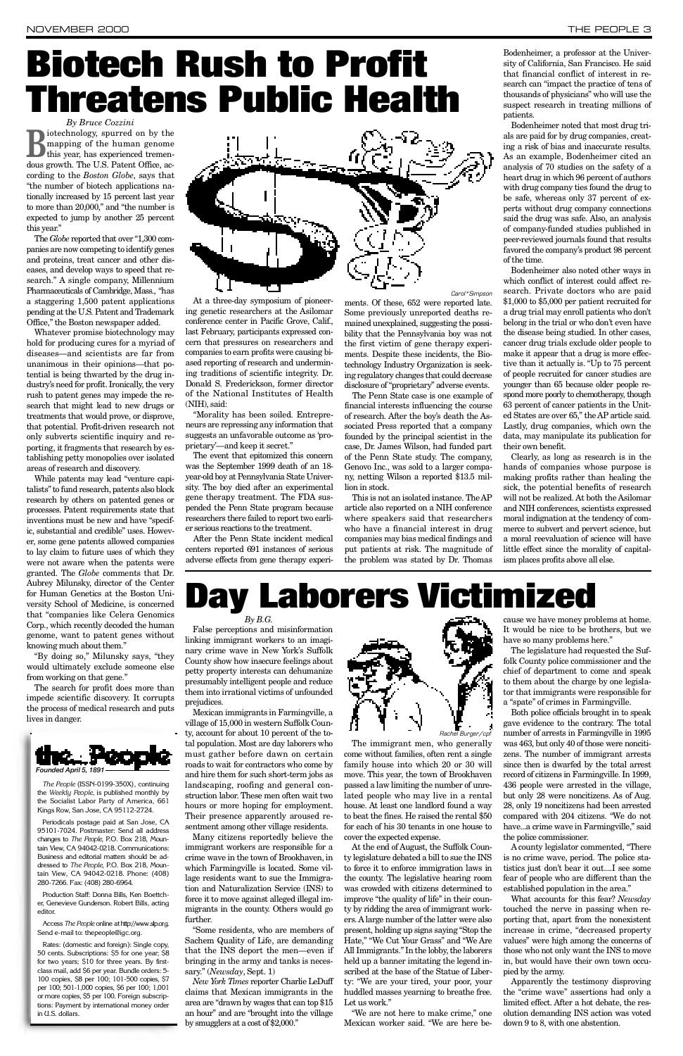# Biotech Rush to Profit Threatens Public Health

*By Bruce Cozzini*

Biotechnology, spurred on by the mapping of the human genome this year, has experienced tremendous growth. The U.S. Patent Office, according to the *Boston Globe*, says that "the number of biotech applications nationally increased by 15 percent last year to more than 20,000," and "the number is expected to jump by another 25 percent this year."

The *Globe* reported that over "1,300 companies are now competing to identify genes and proteins, treat cancer and other diseases, and develop ways to speed that research." A single company, Millennium Pharmaceuticals of Cambridge, Mass., "has a staggering 1,500 patent applications pending at the U.S. Patent and Trademark Office," the Boston newspaper added.

Whatever promise biotechnology may hold for producing cures for a myriad of diseases—and scientists are far from unanimous in their opinions—that potential is being thwarted by the drug industry's need for profit. Ironically, the very rush to patent genes may impede the research that might lead to new drugs or treatments that would prove, or disprove, that potential. Profit-driven research not only subverts scientific inquiry and reporting, it fragments that research by establishing petty monopolies over isolated areas of research and discovery.

While patents may lead "venture capitalists" to fund research, patents also block research by others on patented genes or processes. Patent requirements state that inventions must be new and have "specific, substantial and credible" uses. However, some gene patents allowed companies to lay claim to future uses of which they were not aware when the patents were granted. The *Globe* comments that Dr. Aubrey Milunsky, director of the Center for Human Genetics at the Boston University School of Medicine, is concerned that "companies like Celera Genomics Corp., which recently decoded the human genome, want to patent genes without knowing much about them."

"By doing so," Milunsky says, "they would ultimately exclude someone else from working on that gene."

The search for profit does more than impede scientific discovery. It corrupts the process of medical research and puts lives in danger.

Carol\*Simpson

At a three-day symposium of pioneering genetic researchers at the Asilomar conference center in Pacific Grove, Calif., last February, participants expressed concern that pressures on researchers and companies to earn profits were causing biased reporting of research and undermining traditions of scientific integrity. Dr. Donald S. Fredrickson, former director of the National Institutes of Health (NIH), said:

"Morality has been soiled. Entrepreneurs are repressing any information that suggests an unfavorable outcome as 'proprietary'—and keep it secret."

The event that epitomized this concern was the September 1999 death of an 18-year-old boy at Pennsylvania State University. The boy died after an experimental gene therapy treatment. The FDA suspended the Penn State program because researchers there failed to report two earlier serious reactions to the treatment.

After the Penn State incident medical centers reported 691 instances of serious adverse effects from gene therapy experiments. Of these, 652 were reported late. Some previously unreported deaths remained unexplained, suggesting the possibility that the Pennsylvania boy was not the first victim of gene therapy experiments. Despite these incidents, the Biotechnology Industry Organization is seeking regulatory changes that could decrease disclosure of "proprietary" adverse events.

The Penn State case is one example of financial interests influencing the course of research. After the boy's death the Associated Press reported that a company founded by the principal scientist in the case, Dr. James Wilson, had funded part of the Penn State study. The company, Genovo Inc., was sold to a larger company, netting Wilson a reported $13.5 million in stock.

This is not an isolated instance. The AP article also reported on a NIH conference where speakers said that researchers who have a financial interest in drug companies may bias medical findings and put patients at risk. The magnitude of the problem was stated by Dr. Thomas Bodenheimer, a professor at the University of California, San Francisco. He said that financial conflict of interest in research can "impact the practice of tens of thousands of physicians" who will use the suspect research in treating millions of patients.

Bodenheimer noted that most drug trials are paid for by drug companies, creating a risk of bias and inaccurate results. As an example, Bodenheimer cited an analysis of 70 studies on the safety of a heart drug in which 96 percent of authors with drug company ties found the drug to be safe, whereas only 37 percent of experts without drug company connections said the drug was safe. Also, an analysis of company-funded studies published in peer-reviewed journals found that results favored the company's product 98 percent of the time.

Bodenheimer also noted other ways in which conflict of interest could affect research. Private doctors who are paid $1,000 to $5,000 per patient recruited for a drug trial may enroll patients who don't belong in the trial or who don't even have the disease being studied. In other cases, cancer drug trials exclude older people to make it appear that a drug is more effective than it actually is. "Up to 75 percent of people recruited for cancer studies are younger than 65 because older people respond more poorly to chemotherapy, though 63 percent of cancer patients in the United States are over 65," the AP article said. Lastly, drug companies, which own the data, may manipulate its publication for their own benefit.

Clearly, as long as research is in the hands of companies whose purpose is making profits rather than healing the sick, the potential benefits of research will not be realized. At both the Asilomar and NIH conferences, scientists expressed moral indignation at the tendency of commerce to subvert and pervert science, but a moral reevaluation of science will have little effect since the morality of capitalism places profits above all else.

---

**the People**
*Founded April 5, 1891*

*The People* (ISSN-0199-350X), continuing the *Weekly People*, is published monthly by the Socialist Labor Party of America, 661 Kings Row, San Jose, CA 95112-2724.

Periodicals postage paid at San Jose, CA 95101-7024. Postmaster: Send all address changes to *The People*, P.O. Box 218, Mountain View, CA 94042-0218. Communications: Business and editorial matters should be addressed to *The People*, P.O. Box 218, Mountain View, CA 94042-0218. Phone: (408) 280-7266. Fax: (408) 280-6964.

Production Staff: Donna Bills, Ken Boettcher, Genevieve Gunderson. Robert Bills, acting editor.

Access *The People* online at http://www.slp.org. Send e-mail to: thepeople@igc.org.

Rates: (domestic and foreign): Single copy, 50 cents. Subscriptions: $5 for one year; $8 for two years; $10 for three years. By first-class mail, add $6 per year. Bundle orders: 5-100 copies, $8 per 100; 101-500 copies, $7 per 100; 501-1,000 copies, $6 per 100; 1,001 or more copies, $5 per 100. Foreign subscriptions: Payment by international money order in U.S. dollars.

---

# Day Laborers Victimized

*By B.G.*

False perceptions and misinformation linking immigrant workers to an imaginary crime wave in New York's Suffolk County show how insecure feelings about petty property interests can dehumanize presumably intelligent people and reduce them into irrational victims of unfounded prejudices.

Mexican immigrants in Farmingville, a village of 15,000 in western Suffolk County, account for about 10 percent of the total population. Most are day laborers who must gather before dawn on certain roads to wait for contractors who come by and hire them for such short-term jobs as landscaping, roofing and general construction labor. These men often wait two hours or more hoping for employment. Their presence apparently aroused resentment among other village residents.

Many citizens reportedly believe the immigrant workers are responsible for a crime wave in the town of Brookhaven, in which Farmingville is located. Some village residents want to sue the Immigration and Naturalization Service (INS) to force it to move against alleged illegal immigrants in the county. Others would go further.

"Some residents, who are members of Sachem Quality of Life, are demanding that the INS deport the men—even if bringing in the army and tanks is necessary." (*Newsday*, Sept. 1)

*New York Times* reporter Charlie LeDuff claims that Mexican immigrants in the area are "drawn by wages that can top $15 an hour" and are "brought into the village by smugglers at a cost of $2,000."

Rachel Burger/cpf

The immigrant men, who generally come without families, often rent a single family house into which 20 or 30 will move. This year, the town of Brookhaven passed a law limiting the number of unrelated people who may live in a rental house. At least one landlord found a way to beat the fines. He raised the rental $50 for each of his 30 tenants in one house to cover the expected expense.

At the end of August, the Suffolk County legislature debated a bill to sue the INS to force it to enforce immigration laws in the county. The legislative hearing room was crowded with citizens determined to improve "the quality of life" in their county by ridding the area of immigrant workers. A large number of the latter were also present, holding up signs saying "Stop the Hate," "We Cut Your Grass" and "We Are All Immigrants." In the lobby, the laborers held up a banner imitating the legend inscribed at the base of the Statue of Liberty: "We are your tired, your poor, your huddled masses yearning to breathe free. Let us work."

"We are not here to make crime," one Mexican worker said. "We are here because we have money problems at home. It would be nice to be brothers, but we have so many problems here."

The legislature had requested the Suffolk County police commissioner and the chief of department to come and speak to them about the charge by one legislator that immigrants were responsible for a "spate" of crimes in Farmingville.

Both police officials brought in to speak gave evidence to the contrary. The total number of arrests in Farmingville in 1995 was 463, but only 40 of those were noncitizens. The number of immigrant arrests since then is dwarfed by the total arrest record of citizens in Farmingville. In 1999, 436 people were arrested in the village, but only 28 were noncitizens. As of Aug. 28, only 19 noncitizens had been arrested compared with 204 citizens. "We do not have...a crime wave in Farmingville," said the police commissioner.

A county legislator commented, "There is no crime wave, period. The police statistics just don't bear it out....I see some fear of people who are different than the established population in the area."

What accounts for this fear? *Newsday* touched the nerve in passing when reporting that, apart from the nonexistent increase in crime, "decreased property values" were high among the concerns of those who not only want the INS to move in, but would have their own town occupied by the army.

Apparently the testimony disproving the "crime wave" assertions had only a limited effect. After a hot debate, the resolution demanding INS action was voted down 9 to 8, with one abstention.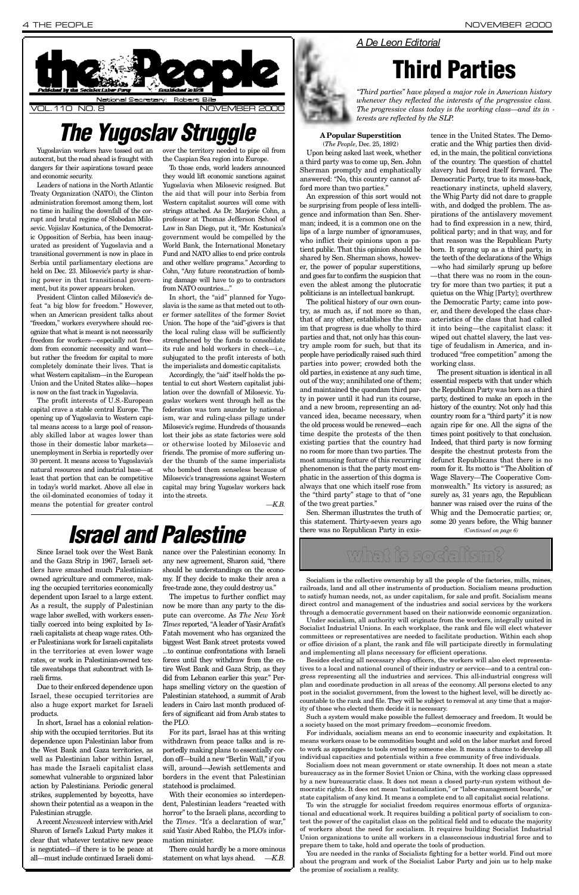# the People

*Published by the Socialist Labor Party — Established in 1891*

National Secretary: Robert Bills

VOL. 110 NO. 8 — NOVEMBER 2000

# The Yugoslav Struggle

Yugoslavian workers have tossed out an autocrat, but the road ahead is fraught with dangers for their aspirations toward peace and economic security.

Leaders of nations in the North Atlantic Treaty Organization (NATO), the Clinton administration foremost among them, lost no time in hailing the downfall of the corrupt and brutal regime of Slobodan Milosevic. Vojislav Kostunica, of the Democratic Opposition of Serbia, has been inaugurated as president of Yugoslavia and a transitional government is now in place in Serbia until parliamentary elections are held on Dec. 23. Milosevic's party is sharing power in that transitional government, but its power appears broken.

President Clinton called Milosevic's defeat "a big blow for freedom." However, when an American president talks about "freedom," workers everywhere should recognize that what is meant is not necessarily freedom for workers—especially not freedom from economic necessity and want—but rather the freedom for capital to more completely dominate their lives. That is what Western capitalism—in the European Union and the United States alike—hopes is now on the fast track in Yugoslavia.

The profit interests of U.S.-European capital crave a stable central Europe. The opening up of Yugoslavia to Western capital means access to a large pool of reasonably skilled labor at wages lower than those in their domestic labor markets—unemployment in Serbia is reportedly over 30 percent. It means access to Yugoslavia's natural resources and industrial base—at least that portion that can be competitive in today's world market. Above all else in the oil-dominated economies of today it means the potential for greater control over the territory needed to pipe oil from the Caspian Sea region into Europe.

To those ends, world leaders announced they would lift economic sanctions against Yugoslavia when Milosevic resigned. But the aid that will pour into Serbia from Western capitalist sources will come with strings attached. As Dr. Marjorie Cohn, a professor at Thomas Jefferson School of Law in San Diego, put it, "Mr. Kostunica's government would be compelled by the World Bank, the International Monetary Fund and NATO allies to end price controls and other welfare programs." According to Cohn, "Any future reconstruction of bombing damage will have to go to contractors from NATO countries...."

In short, the "aid" planned for Yugoslavia is the same as that meted out to other former satellites of the former Soviet Union. The hope of the "aid"-givers is that the local ruling class will be sufficiently strengthened by the funds to consolidate its rule and hold workers in check—i.e., subjugated to the profit interests of both the imperialists and domestic capitalists.

Accordingly, the "aid" itself holds the potential to cut short Western capitalist jubilation over the downfall of Milosevic. Yugoslav workers went through hell as the federation was torn asunder by nationalism, war and ruling-class pillage under Milosevic's regime. Hundreds of thousands lost their jobs as state factories were sold or otherwise looted by Milosevic and friends. The promise of more suffering under the thumb of the same imperialists who bombed them senseless because of Milosevic's transgressions against Western capital may bring Yugoslav workers back into the streets.

*—K.B.*

# Israel and Palestine

Since Israel took over the West Bank and the Gaza Strip in 1967, Israeli settlers have smashed much Palestinian-owned agriculture and commerce, making the occupied territories economically dependent upon Israel to a large extent. As a result, the supply of Palestinian wage labor swelled, with workers essentially coerced into being exploited by Israeli capitalists at cheap wage rates. Other Palestinians work for Israeli capitalists in the territories at even lower wage rates, or work in Palestinian-owned textile sweatshops that subcontract with Israeli firms.

Due to their enforced dependence upon Israel, these occupied territories are also a huge export market for Israeli products.

In short, Israel has a colonial relationship with the occupied territories. But its dependence upon Palestinian labor from the West Bank and Gaza territories, as well as Palestinian labor within Israel, has made the Israeli capitalist class somewhat vulnerable to organized labor action by Palestinians. Periodic general strikes, supplemented by boycotts, have shown their potential as a weapon in the Palestinian struggle.

A recent *Newsweek* interview with Ariel Sharon of Israel's Lukud Party makes it clear that whatever tentative new peace is negotiated—if there is to be peace at all—must include continued Israeli dominance over the Palestinian economy. In any new agreement, Sharon said, "there should be understandings on the economy. If they decide to make their area a free-trade zone, they could destroy us."

The impetus to further conflict may now be more than any party to the dispute can overcome. As *The New York Times* reported, "A leader of Yasir Arafat's Fatah movement who has organized the biggest West Bank street protests vowed ...to continue confrontations with Israeli forces until they withdraw from the entire West Bank and Gaza Strip, as they did from Lebanon earlier this year." Perhaps smelling victory on the question of Palestinian statehood, a summit of Arab leaders in Cairo last month produced offers of significant aid from Arab states to the PLO.

For its part, Israel has at this writing withdrawn from peace talks and is reportedly making plans to essentially cordon off—build a new "Berlin Wall," if you will, around—Jewish settlements and borders in the event that Palestinian statehood is proclaimed.

With their economies so interdependent, Palestinian leaders "reacted with horror" to the Israeli plans, according to the *Times*. "It's a declaration of war," said Yasir Abed Rabbo, the PLO's information minister.

There could hardly be a more ominous statement on what lays ahead. *—K.B.*

*A De Leon Editorial*

# Third Parties

*"Third parties" have played a major role in American history whenever they reflected the interests of the progressive class. The progressive class today is the working class—and its interests are reflected by the SLP.*

**A Popular Superstition**
(*The People*, Dec. 25, 1892)

Upon being asked last week, whether a third party was to come up, Sen. John Sherman promptly and emphatically answered: "No, this country cannot afford more than two parties."

An expression of this sort would not be surprising from people of less intelligence and information than Sen. Sherman; indeed, it is a common one on the lips of a large number of ignoramuses, who inflict their opinions upon a patient public. That this opinion should be shared by Sen. Sherman shows, however, the power of popular superstitions, and goes far to confirm the suspicion that even the ablest among the plutocratic politicians is an intellectual bankrupt.

The political history of our own country, as much as, if not more so than, that of any other, establishes the maxim that progress is due wholly to third parties and that, not only has this country ample room for such, but that its people have periodically raised such third parties into power; crowded both the old parties, in existence at any such time, out of the way; annihilated one of them; and maintained the quondam third party in power until it had run its course, and a new broom, representing an advanced idea, became necessary, when the old process would be renewed—each time despite the protests of the then existing parties that the country had no room for more than two parties. The most amusing feature of this recurring phenomenon is that the party most emphatic in the assertion of this dogma is always that one which itself rose from the "third party" stage to that of "one of the two great parties."

Sen. Sherman illustrates the truth of this statement. Thirty-seven years ago there was no Republican Party in existence in the United States. The Democratic and the Whig parties then divided, in the main, the political convictions of the country. The question of chattel slavery had forced itself forward. The Democratic Party, true to its moss-back, reactionary instincts, upheld slavery, the Whig Party did not dare to grapple with, and dodged the problem. The aspirations of the antislavery movement had to find expression in a new, third, political party; and in that way, and for that reason was the Republican Party born. It sprang up as a third party, in the teeth of the declarations of the Whigs—who had similarly sprung up before—that there was no room in the country for more than two parties; it put a quietus on the Whig [Party]; overthrew the Democratic Party; came into power, and there developed the class characteristics of the class that had called it into being—the capitalist class: it wiped out chattel slavery, the last vestige of feudalism in America, and introduced "free competition" among the working class.

The present situation is identical in all essential respects with that under which the Republican Party was born as a third party, destined to make an epoch in the history of the country. Not only had this country room for a "third party" it is now again ripe for one. All the signs of the times point positively to that conclusion. Indeed, that third party is now forming despite the chestnut protests from the defunct Republicans that there is no room for it. Its motto is "The Abolition of Wage Slavery—The Cooperative Commonwealth." Its victory is assured; as surely as, 31 years ago, the Republican banner was raised over the ruins of the Whig and the Democratic parties; or, some 20 years before, the Whig banner

*(Continued on page 6)*

## what is socialism?

Socialism is the collective ownership by all the people of the factories, mills, mines, railroads, land and all other instruments of production. Socialism means production to satisfy human needs, not, as under capitalism, for sale and profit. Socialism means direct control and management of the industries and social services by the workers through a democratic government based on their nationwide economic organization.

Under socialism, all authority will originate from the workers, integrally united in Socialist Industrial Unions. In each workplace, the rank and file will elect whatever committees or representatives are needed to facilitate production. Within each shop or office division of a plant, the rank and file will participate directly in formulating and implementing all plans necessary for efficient operations.

Besides electing all necessary shop officers, the workers will also elect representatives to a local and national council of their industry or service—and to a central congress representing all the industries and services. This all-industrial congress will plan and coordinate production in all areas of the economy. All persons elected to any post in the socialist government, from the lowest to the highest level, will be directly accountable to the rank and file. They will be subject to removal at any time that a majority of those who elected them decide it is necessary.

Such a system would make possible the fullest democracy and freedom. It would be a society based on the most primary freedom—economic freedom.

For individuals, socialism means an end to economic insecurity and exploitation. It means workers cease to be commodities bought and sold on the labor market and forced to work as appendages to tools owned by someone else. It means a chance to develop all individual capacities and potentials within a free community of free individuals.

Socialism does not mean government or state ownership. It does not mean a state bureaucracy as in the former Soviet Union or China, with the working class oppressed by a new bureaucratic class. It does not mean a closed party-run system without democratic rights. It does not mean "nationalization," or "labor-management boards," or state capitalism of any kind. It means a complete end to all capitalist social relations.

To win the struggle for socialist freedom requires enormous efforts of organizational and educational work. It requires building a political party of socialism to contest the power of the capitalist class on the political field and to educate the majority of workers about the need for socialism. It requires building Socialist Industrial Union organizations to unite all workers in a classconscious industrial force and to prepare them to take, hold and operate the tools of production.

You are needed in the ranks of Socialists fighting for a better world. Find out more about the program and work of the Socialist Labor Party and join us to help make the promise of socialism a reality.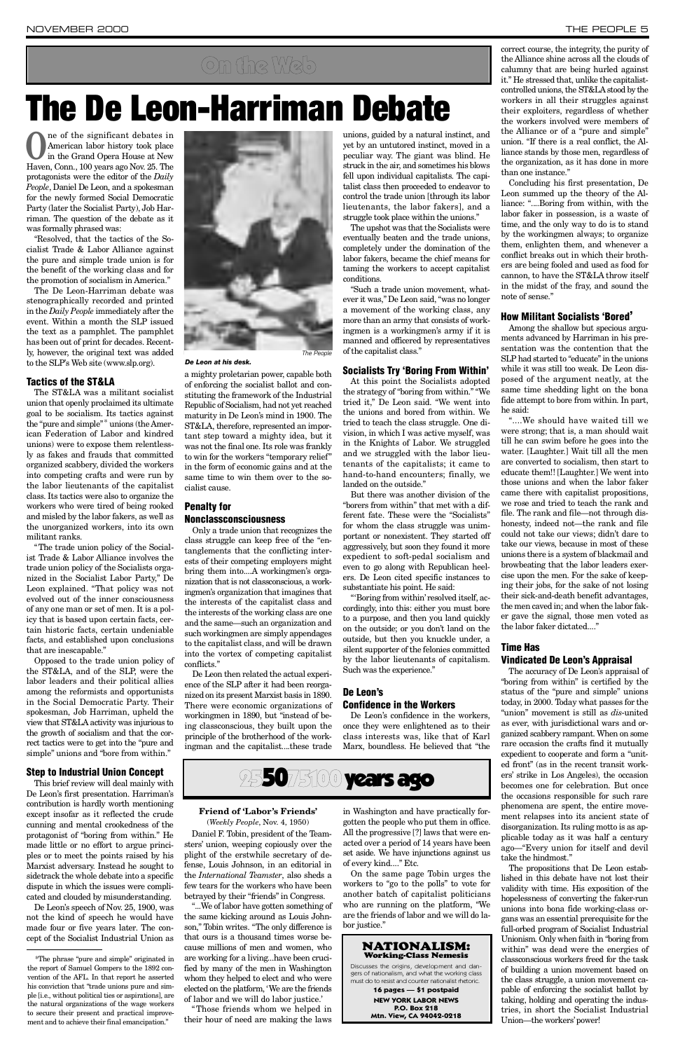On the Web

# The De Leon-Harriman Debate

One of the significant debates in American labor history took place in the Grand Opera House at New Haven, Conn., 100 years ago Nov. 25. The protagonists were the editor of the *Daily People*, Daniel De Leon, and a spokesman for the newly formed Social Democratic Party (later the Socialist Party), Job Harriman. The question of the debate as it was formally phrased was:

"Resolved, that the tactics of the Socialist Trade & Labor Alliance against the pure and simple trade union is for the benefit of the working class and for the promotion of socialism in America."

The De Leon-Harriman debate was stenographically recorded and printed in the *Daily People* immediately after the event. Within a month the SLP issued the text as a pamphlet. The pamphlet has been out of print for decades. Recently, however, the original text was added to the SLP's Web site (www.slp.org).

### Tactics of the ST&LA

The ST&LA was a militant socialist union that openly proclaimed its ultimate goal to be socialism. Its tactics against the "pure and simple"* unions (the American Federation of Labor and kindred unions) were to expose them relentlessly as fakes and frauds that committed organized scabbery, divided the workers into competing crafts and were run by the labor lieutenants of the capitalist class. Its tactics were also to organize the workers who were tired of being rooked and misled by the labor fakers, as well as the unorganized workers, into its own militant ranks.

"The trade union policy of the Socialist Trade & Labor Alliance involves the trade union policy of the Socialists organized in the Socialist Labor Party," De Leon explained. "That policy was not evolved out of the inner consciousness of any one man or set of men. It is a policy that is based upon certain facts, certain historic facts, certain undeniable facts, and established upon conclusions that are inescapable."

Opposed to the trade union policy of the ST&LA, and of the SLP, were the labor leaders and their political allies among the reformists and opportunists in the Social Democratic Party. Their spokesman, Job Harriman, upheld the view that ST&LA activity was injurious to the growth of socialism and that the correct tactics were to get into the "pure and simple" unions and "bore from within."

### Step to Industrial Union Concept

This brief review will deal mainly with De Leon's first presentation. Harriman's contribution is hardly worth mentioning except insofar as it reflected the crude cunning and mental crookedness of the protagonist of "boring from within." He made little or no effort to argue principles or to meet the points raised by his Marxist adversary. Instead he sought to sidetrack the whole debate into a specific dispute in which the issues were complicated and clouded by misunderstanding.

De Leon's speech of Nov. 25, 1900, was not the kind of speech he would have made four or five years later. The concept of the Socialist Industrial Union as a mighty proletarian power, capable both of enforcing the socialist ballot and constituting the framework of the Industrial Republic of Socialism, had not yet reached maturity in De Leon's mind in 1900. The ST&LA, therefore, represented an important step toward a mighty idea, but it was not the final one. Its role was frankly to win for the workers "temporary relief" in the form of economic gains and at the same time to win them over to the socialist cause.

*De Leon at his desk.* The People

### Penalty for Nonclassconsciousness

Only a trade union that recognizes the class struggle can keep free of the "entanglements that the conflicting interests of their competing employers might bring them into....A workingmen's organization that is not classconscious, a workingmen's organization that imagines that the interests of the capitalist class and the interests of the working class are one and the same—such an organization and such workingmen are simply appendages to the capitalist class, and will be drawn into the vortex of competing capitalist conflicts."

De Leon then related the actual experience of the SLP after it had been reorganized on its present Marxist basis in 1890. There were economic organizations of workingmen in 1890, but "instead of being classconscious, they built upon the principle of the brotherhood of the workingman and the capitalist....these trade unions, guided by a natural instinct, and yet by an untutored instinct, moved in a peculiar way. The giant was blind. He struck in the air, and sometimes his blows fell upon individual capitalists. The capitalist class then proceeded to endeavor to control the trade union [through its labor lieutenants, the labor fakers], and a struggle took place within the unions."

The upshot was that the Socialists were eventually beaten and the trade unions, completely under the domination of the labor fakers, became the chief means for taming the workers to accept capitalist conditions.

"Such a trade union movement, whatever it was," De Leon said, "was no longer a movement of the working class, any more than an army that consists of workingmen is a workingmen's army if it is manned and officered by representatives of the capitalist class."

### Socialists Try 'Boring From Within'

At this point the Socialists adopted the strategy of "boring from within." "We tried it," De Leon said. "We went into the unions and bored from within. We tried to teach the class struggle. One division, in which I was active myself, was in the Knights of Labor. We struggled and we struggled with the labor lieutenants of the capitalists; it came to hand-to-hand encounters; finally, we landed on the outside."

But there was another division of the "borers from within" that met with a different fate. These were the "Socialists" for whom the class struggle was unimportant or nonexistent. They started off aggressively, but soon they found it more expedient to soft-pedal socialism and even to go along with Republican heelers. De Leon cited specific instances to substantiate his point. He said:

"'Boring from within' resolved itself, accordingly, into this: either you must bore to a purpose, and then you land quickly on the outside; or you don't land on the outside, but then you knuckle under, a silent supporter of the felonies committed by the labor lieutenants of capitalism. Such was the experience."

### De Leon's Confidence in the Workers

De Leon's confidence in the workers, once they were enlightened as to their class interests was, like that of Karl Marx, boundless. He believed that "the correct course, the integrity, the purity of the Alliance shine across all the clouds of calumny that are being hurled against it." He stressed that, unlike the capitalist-controlled unions, the ST&LA stood by the workers in all their struggles against their exploiters, regardless of whether the workers involved were members of the Alliance or of a "pure and simple" union. "If there is a real conflict, the Alliance stands by those men, regardless of the organization, as it has done in more than one instance."

Concluding his first presentation, De Leon summed up the theory of the Alliance: "....Boring from within, with the labor faker in possession, is a waste of time, and the only way to do is to stand by the workingmen always; to organize them, enlighten them, and whenever a conflict breaks out in which their brothers are being fooled and used as food for cannon, to have the ST&LA throw itself in the midst of the fray, and sound the note of sense."

### How Militant Socialists 'Bored'

Among the shallow but specious arguments advanced by Harriman in his presentation was the contention that the SLP had started to "educate" in the unions while it was still too weak. De Leon disposed of the argument neatly, at the same time shedding light on the bona fide attempt to bore from within. In part, he said:

"....We should have waited till we were strong; that is, a man should wait till he can swim before he goes into the water. [Laughter.] Wait till all the men are converted to socialism, then start to educate them!! [Laughter.] We went into those unions and when the labor faker came there with capitalist propositions, we rose and tried to teach the rank and file. The rank and file—not through dishonesty, indeed not—the rank and file could not take our views; didn't dare to take our views, because in most of these unions there is a system of blackmail and browbeating that the labor leaders exercise upon the men. For the sake of keeping their jobs, for the sake of not losing their sick-and-death benefit advantages, the men caved in; and when the labor faker gave the signal, those men voted as the labor faker dictated...."

### Time Has Vindicated De Leon's Appraisal

The accuracy of De Leon's appraisal of "boring from within" is certified by the status of the "pure and simple" unions today, in 2000. Today what passes for the "union" movement is still as *dis*-united as ever, with jurisdictional wars and organized scabbery rampant. When on some rare occasion the crafts find it mutually expedient to cooperate and form a "united front" (as in the recent transit workers' strike in Los Angeles), the occasion becomes one for celebration. But once the occasions responsible for such rare phenomena are spent, the entire movement relapses into its ancient state of disorganization. Its ruling motto is as applicable today as it was half a century ago—"Every union for itself and devil take the hindmost."

The propositions that De Leon established in this debate have not lost their validity with time. His exposition of the hopelessness of converting the faker-run unions into bona fide working-class organs was an essential prerequisite for the full-orbed program of Socialist Industrial Unionism. Only when faith in "boring from within" was dead were the energies of classconscious workers freed for the task of building a union movement based on the class struggle, a union movement capable of enforcing the socialist ballot by taking, holding and operating the industries, in short the Socialist Industrial Union—the workers' power!

---

*The phrase "pure and simple" originated in the report of Samuel Gompers to the 1892 convention of the AFL. In that report he asserted his conviction that "trade unions pure and simple [i.e., without political ties or aspirations], are the natural organizations of the wage workers to secure their present and practical improvement and to achieve their final emancipation."

---

## 25 50 75 100 years ago

**Friend of 'Labor's Friends'**

(*Weekly People*, Nov. 4, 1950)

Daniel F. Tobin, president of the Teamsters' union, weeping copiously over the plight of the erstwhile secretary of defense, Louis Johnson, in an editorial in the *International Teamster*, also sheds a few tears for the workers who have been betrayed by their "friends" in Congress.

"...We of labor have gotten something of the same kicking around as Louis Johnson," Tobin writes. "The only difference is that ours is a thousand times worse because millions of men and women, who are working for a living...have been crucified by many of the men in Washington whom they helped to elect and who were elected on the platform, 'We are the friends of labor and we will do labor justice.'

"Those friends whom we helped in their hour of need are making the laws in Washington and have practically forgotten the people who put them in office. All the progressive [?] laws that were enacted over a period of 14 years have been set aside. We have injunctions against us of every kind...." Etc.

On the same page Tobin urges the workers to "go to the polls" to vote for another batch of capitalist politicians who are running on the platform, "We are the friends of labor and we will do labor justice."

---

**NATIONALISM: Working-Class Nemesis**

Discusses the origins, development and dangers of nationalism, and what the working class must do to resist and counter nationalist rhetoric.

**16 pages — $1 postpaid**

**NEW YORK LABOR NEWS**
**P.O. Box 218**
**Mtn. View, CA 94042-0218**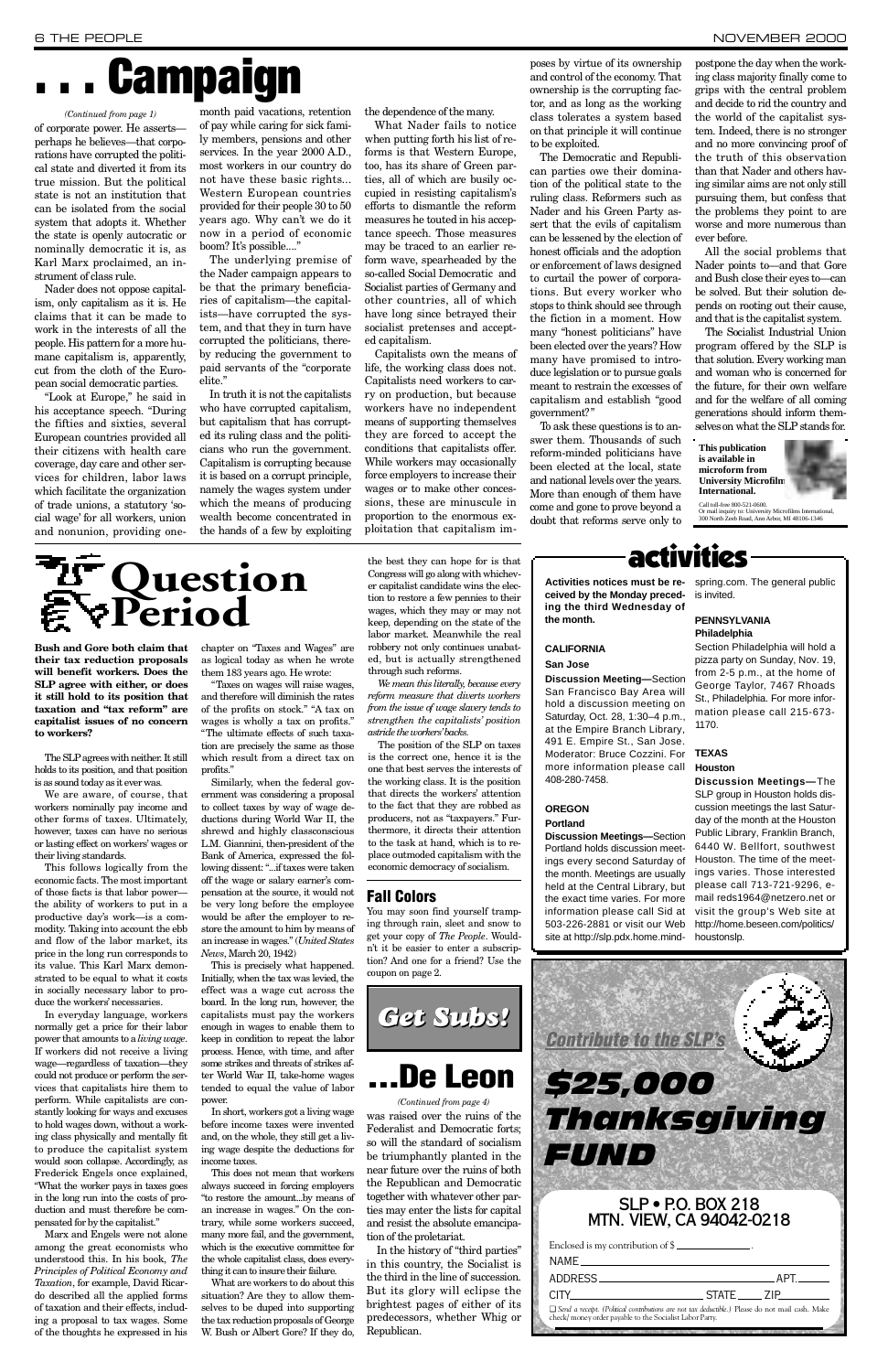# . . . Campaign

*(Continued from page 1)*

of corporate power. He asserts—perhaps he believes—that corporations have corrupted the political state and diverted it from its true mission. But the political state is not an institution that can be isolated from the social system that adopts it. Whether the state is openly autocratic or nominally democratic it is, as Karl Marx proclaimed, an instrument of class rule.

Nader does not oppose capitalism, only capitalism as it is. He claims that it can be made to work in the interests of all the people. His pattern for a more humane capitalism is, apparently, cut from the cloth of the European social democratic parties.

"Look at Europe," he said in his acceptance speech. "During the fifties and sixties, several European countries provided all their citizens with health care coverage, day care and other services for children, labor laws which facilitate the organization of trade unions, a statutory 'social wage' for all workers, union and nonunion, providing one-month paid vacations, retention of pay while caring for sick family members, pensions and other services. In the year 2000 A.D., most workers in our country do not have these basic rights... Western European countries provided for their people 30 to 50 years ago. Why can't we do it now in a period of economic boom? It's possible...."

The underlying premise of the Nader campaign appears to be that the primary beneficiaries of capitalism—the capitalists—have corrupted the system, and that they in turn have corrupted the politicians, thereby reducing the government to paid servants of the "corporate elite."

In truth it is not the capitalists who have corrupted capitalism, but capitalism that has corrupted its ruling class and the politicians who run the government. Capitalism is corrupting because it is based on a corrupt principle, namely the wages system under which the means of producing wealth become concentrated in the hands of a few by exploiting the dependence of the many.

What Nader fails to notice when putting forth his list of reforms is that Western Europe, too, has its share of Green parties, all of which are busily occupied in resisting capitalism's efforts to dismantle the reform measures he touted in his acceptance speech. Those measures may be traced to an earlier reform wave, spearheaded by the so-called Social Democratic and Socialist parties of Germany and other countries, all of which have long since betrayed their socialist pretenses and accepted capitalism.

Capitalists own the means of life, the working class does not. Capitalists need workers to carry on production, but because workers have no independent means of supporting themselves they are forced to accept the conditions that capitalists offer. While workers may occasionally force employers to increase their wages or to make other concessions, these are minuscule in proportion to the enormous exploitation that capitalism imposes by virtue of its ownership and control of the economy. That ownership is the corrupting factor, and as long as the working class tolerates a system based on that principle it will continue to be exploited.

The Democratic and Republican parties owe their domination of the political state to the ruling class. Reformers such as Nader and his Green Party assert that the evils of capitalism can be lessened by the election of honest officials and the adoption or enforcement of laws designed to curtail the power of corporations. But every worker who stops to think should see through the fiction in a moment. How many "honest politicians" have been elected over the years? How many have promised to introduce legislation or to pursue goals meant to restrain the excesses of capitalism and establish "good government?"

To ask these questions is to answer them. Thousands of such reform-minded politicians have been elected at the local, state and national levels over the years. More than enough of them have come and gone to prove beyond a doubt that reforms serve only to postpone the day when the working class majority finally come to grips with the central problem and decide to rid the country and the world of the capitalist system. Indeed, there is no stronger and no more convincing proof of the truth of this observation than that Nader and others having similar aims are not only still pursuing them, but confess that the problems they point to are worse and more numerous than ever before.

All the social problems that Nader points to—and that Gore and Bush close their eyes to—can be solved. But their solution depends on rooting out their cause, and that is the capitalist system.

The Socialist Industrial Union program offered by the SLP is that solution. Every working man and woman who is concerned for the future, for their own welfare and for the welfare of all coming generations should inform themselves on what the SLP stands for.

**This publication is available in microform from University Microfilm International.**

Call toll-free 800-521-0600. Or mail inquiry to: University Microfilms International, 300 North Zeeb Road, Ann Arbor, MI 48106-1346

# Question Period

**Bush and Gore both claim that their tax reduction proposals will benefit workers. Does the SLP agree with either, or does it still hold to its position that taxation and "tax reform" are capitalist issues of no concern to workers?**

The SLP agrees with neither. It still holds to its position, and that position is as sound today as it ever was.

We are aware, of course, that workers nominally pay income and other forms of taxes. Ultimately, however, taxes can have no serious or lasting effect on workers' wages or their living standards.

This follows logically from the economic facts. The most important of those facts is that labor power—the ability of workers to put in a productive day's work—is a commodity. Taking into account the ebb and flow of the labor market, its price in the long run corresponds to its value. This Karl Marx demonstrated to be equal to what it costs in socially necessary labor to produce the workers' necessaries.

In everyday language, workers normally get a price for their labor power that amounts to a *living wage*. If workers did not receive a living wage—regardless of taxation—they could not produce or perform the services that capitalists hire them to perform. While capitalists are constantly looking for ways and excuses to hold wages down, without a working class physically and mentally fit to produce the capitalist system would soon collapse. Accordingly, as Frederick Engels once explained, "What the worker pays in taxes goes in the long run into the costs of production and must therefore be compensated for by the capitalist."

Marx and Engels were not alone among the great economists who understood this. In his book, *The Principles of Political Economy and Taxation*, for example, David Ricardo described all the applied forms of taxation and their effects, including a proposal to tax wages. Some of the thoughts he expressed in his chapter on "Taxes and Wages" are as logical today as when he wrote them 183 years ago. He wrote:

"Taxes on wages will raise wages, and therefore will diminish the rates of the profits on stock." "A tax on wages is wholly a tax on profits." "The ultimate effects of such taxation are precisely the same as those which result from a direct tax on profits."

Similarly, when the federal government was considering a proposal to collect taxes by way of wage deductions during World War II, the shrewd and highly classconscious L.M. Giannini, then-president of the Bank of America, expressed the following dissent: "...if taxes were taken off the wage or salary earner's compensation at the source, it would not be very long before the employee would be after the employer to restore the amount to him by means of an increase in wages." (*United States News*, March 20, 1942)

This is precisely what happened. Initially, when the tax was levied, the effect was a wage cut across the board. In the long run, however, the capitalists must pay the workers enough in wages to enable them to keep in condition to repeat the labor process. Hence, with time, and after some strikes and threats of strikes after World War II, take-home wages tended to equal the value of labor power.

In short, workers got a living wage before income taxes were invented and, on the whole, they still get a living wage despite the deductions for income taxes.

This does not mean that workers always succeed in forcing employers "to restore the amount...by means of an increase in wages." On the contrary, while some workers succeed, many more fail, and the government, which is the executive committee for the whole capitalist class, does everything it can to insure their failure.

What are workers to do about this situation? Are they to allow themselves to be duped into supporting the tax reduction proposals of George W. Bush or Albert Gore? If they do, the best they can hope for is that Congress will go along with whichever capitalist candidate wins the election to restore a few pennies to their wages, which they may or may not keep, depending on the state of the labor market. Meanwhile the real robbery not only continues unabated, but is actually strengthened through such reforms.

*We mean this literally, because every reform measure that diverts workers from the issue of wage slavery tends to strengthen the capitalists' position astride the workers' backs.*

The position of the SLP on taxes is the correct one, hence it is the one that best serves the interests of the working class. It is the position that directs the workers' attention to the fact that they are robbed as producers, not as "taxpayers." Furthermore, it directs their attention to the task at hand, which is to replace outmoded capitalism with the economic democracy of socialism.

## Fall Colors

You may soon find yourself tramping through rain, sleet and snow to get your copy of *The People*. Wouldn't it be easier to enter a subscription? And one for a friend? Use the coupon on page 2.

**Get Subs!**

# ...De Leon

*(Continued from page 4)*

was raised over the ruins of the Federalist and Democratic forts; so will the standard of socialism be triumphantly planted in the near future over the ruins of both the Republican and Democratic together with whatever other parties may enter the lists for capital and resist the absolute emancipation of the proletariat.

In the history of "third parties" in this country, the Socialist is the third in the line of succession. But its glory will eclipse the brightest pages of either of its predecessors, whether Whig or Republican.

# activities

**Activities notices must be received by the Monday preceding the third Wednesday of the month.**

### CALIFORNIA

**San Jose**

**Discussion Meeting—**Section San Francisco Bay Area will hold a discussion meeting on Saturday, Oct. 28, 1:30–4 p.m., at the Empire Branch Library, 491 E. Empire St., San Jose. Moderator: Bruce Cozzini. For more information please call 408-280-7458.

### OREGON

**Portland**

**Discussion Meetings—**Section Portland holds discussion meetings every second Saturday of the month. Meetings are usually held at the Central Library, but the exact time varies. For more information please call Sid at 503-226-2881 or visit our Web site at http://slp.pdx.home.mindspring.com. The general public is invited.

### PENNSYLVANIA

**Philadelphia**

Section Philadelphia will hold a pizza party on Sunday, Nov. 19, from 2-5 p.m., at the home of George Taylor, 7467 Rhoads St., Philadelphia. For more information please call 215-673-1170.

### TEXAS

**Houston**

**Discussion Meetings—**The SLP group in Houston holds discussion meetings the last Saturday of the month at the Houston Public Library, Franklin Branch, 6440 W. Bellfort, southwest Houston. The time of the meetings varies. Those interested please call 713-721-9296, e-mail reds1964@netzero.net or visit the group's Web site at http://home.beseen.com/politics/houstonslp.

*Contribute to the SLP's*

**$25,000 Thanksgiving FUND**

SLP • P.O. BOX 218
MTN. VIEW, CA 94042-0218

Enclosed is my contribution of $ ______________.

NAME ______________________________

ADDRESS ____________________ APT. ______

CITY ______________ STATE ____ ZIP ________

❑ *Send a receipt. (Political contributions are not tax deductible.)* Please do not mail cash. Make check/money order payable to the Socialist Labor Party.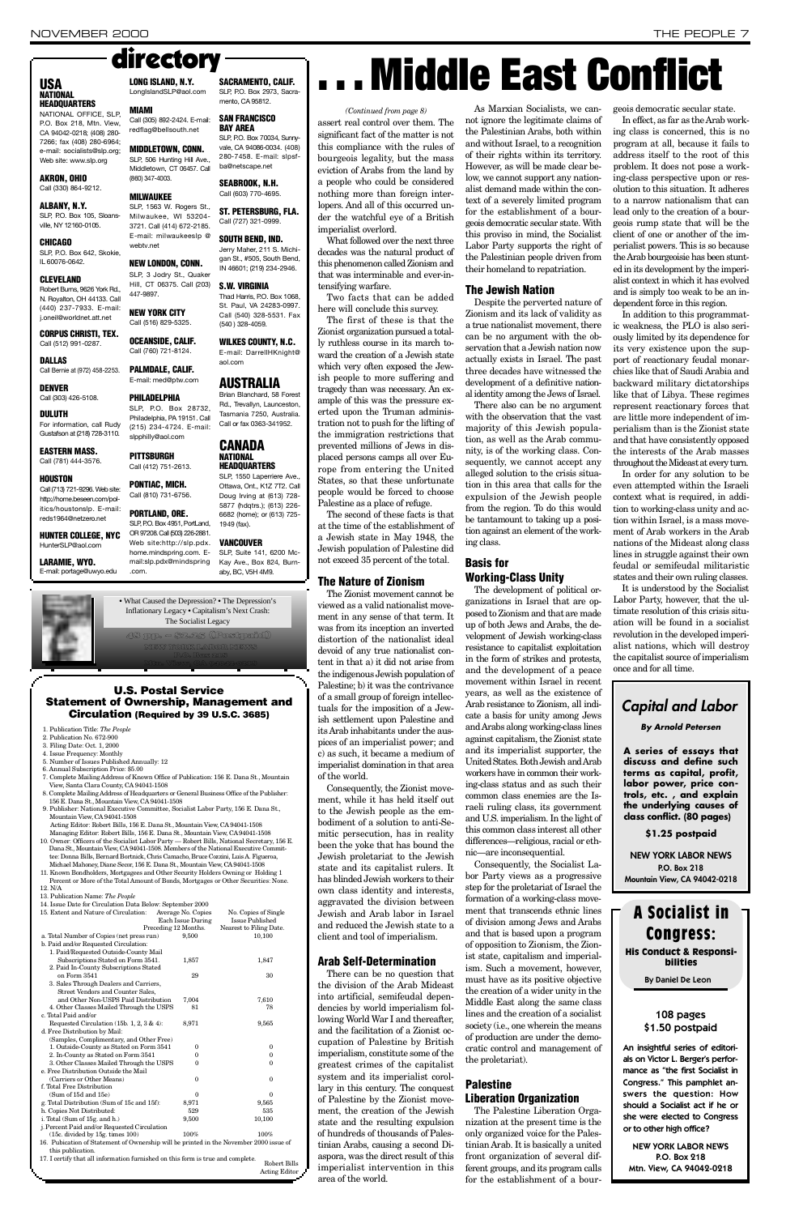# directory

## USA

### NATIONAL HEADQUARTERS

NATIONAL OFFICE, SLP, P.O. Box 218, Mtn. View, CA 94042-0218; (408) 280-7266; fax (408) 280-6964; e-mail: socialists@slp.org; Web site: www.slp.org

**AKRON, OHIO**
Call (330) 864-9212.

**ALBANY, N.Y.**
SLP, P.O. Box 105, Sloansville, NY 12160-0105.

**CHICAGO**
SLP, P.O. Box 642, Skokie, IL 60076-0642.

**CLEVELAND**
Robert Burns, 9626 York Rd., N. Royalton, OH 44133. Call (440) 237-7933. E-mail: j.oneil@worldnet.att.net

**CORPUS CHRISTI, TEX.**
Call (512) 991-0287.

**DALLAS**
Call Bernie at (972) 458-2253.

**DENVER**
Call (303) 426-5108.

**DULUTH**
For information, call Rudy Gustafson at (218) 728-3110.

**EASTERN MASS.**
Call (781) 444-3576.

**HOUSTON**
Call (713) 721-9296. Web site: http://home.beseen.com/politics/houstonslp. E-mail: reds1964@netzero.net

**HUNTER COLLEGE, NYC**
HunterSLP@aol.com

**LARAMIE, WYO.**
E-mail: portage@uwyo.edu

**LONG ISLAND, N.Y.**
LongIslandSLP@aol.com

**MIAMI**
Call (305) 892-2424. E-mail: redflag@bellsouth.net

**MIDDLETOWN, CONN.**
SLP, 506 Hunting Hill Ave., Middletown, CT 06457. Call (860) 347-4003.

**MILWAUKEE**
SLP, 1563 W. Rogers St., Milwaukee, WI 53204-3721. Call (414) 672-2185. E-mail: milwaukeeslp@webtv.net

**NEW LONDON, CONN.**
SLP, 3 Jodry St., Quaker Hill, CT 06375. Call (203) 447-9897.

**NEW YORK CITY**
Call (516) 829-5325.

**OCEANSIDE, CALIF.**
Call (760) 721-8124.

**PALMDALE, CALIF.**
E-mail: med@ptw.com

**PHILADELPHIA**
SLP, P.O. Box 28732, Philadelphia, PA 19151. Call (215) 234-4724. E-mail: slpphilly@aol.com

**PITTSBURGH**
Call (412) 751-2613.

**PONTIAC, MICH.**
Call (810) 731-6756.

**PORTLAND, ORE.**
SLP, P.O. Box 4951, Portland, OR 97208. Call (503) 226-2881. Web site:http://slp.pdx.home.mindspring.com. E-mail:slp.pdx@mindspring.com.

**SACRAMENTO, CALIF.**
SLP, P.O. Box 2973, Sacramento, CA 95812.

**SAN FRANCISCO BAY AREA**
SLP, P.O. Box 70034, Sunnyvale, CA 94086-0034. (408) 280-7458. E-mail: slpsfba@netscape.net

**SEABROOK, N.H.**
Call (603) 770-4695.

**ST. PETERSBURG, FLA.**
Call (727) 321-0999.

**SOUTH BEND, IND.**
Jerry Maher, 211 S. Michigan St., #505, South Bend, IN 46601; (219) 234-2946.

**S.W. VIRGINIA**
Thad Harris, P.O. Box 1068, St. Paul, VA 24283-0997. Call (540) 328-5531. Fax (540) 328-4059.

**WILKES COUNTY, N.C.**
E-mail: DarrellHKnight@aol.com

## AUSTRALIA

Brian Blanchard, 58 Forest Rd., Trevallyn, Launceston, Tasmania 7250, Australia. Call or fax 0363-341952.

## CANADA

### NATIONAL HEADQUARTERS

SLP, 1550 Laperriere Ave., Ottawa, Ont., K1Z 7T2. Call Doug Irving at (613) 728-5877 (hdqtrs.); (613) 226-6682 (home); or (613) 725-1949 (fax).

**VANCOUVER**
SLP, Suite 141, 6200 McKay Ave., Box 824, Burnaby, BC, V5H 4M9.

---

• What Caused the Depression? • The Depression's Inflationary Legacy • Capitalism's Next Crash: The Socialist Legacy

---

## U.S. Postal Service Statement of Ownership, Management and Circulation (Required by 39 U.S.C. 3685)

1. Publication Title: *The People*
2. Publication No. 672-900
3. Filing Date: Oct. 1, 2000
4. Issue Frequency: Monthly
5. Number of Issues Published Annually: 12
6. Annual Subscription Price: $5.00
7. Complete Mailing Address of Known Office of Publication: 156 E. Dana St., Mountain View, Santa Clara County, CA 94041-1508
8. Complete Mailing Address of Headquarters or General Business Office of the Publisher: 156 E. Dana St., Mountain View, CA 94041-1508
9. Publisher: National Executive Committee, Socialist Labor Party, 156 E. Dana St., Mountain View, CA 94041-1508
   Acting Editor: Robert Bills, 156 E. Dana St., Mountain View, CA 94041-1508
   Managing Editor: Robert Bills, 156 E. Dana St., Mountain View, CA 94041-1508
10. Owner: Officers of the Socialist Labor Party — Robert Bills, National Secretary, 156 E. Dana St., Mountain View, CA 94041-1508. Members of the National Executive Committee: Donna Bills, Bernard Bortnick, Chris Camacho, Bruce Cozzini, Luis A. Figueroa, Michael Mahoney, Diane Secor, 156 E. Dana St., Mountain View, CA 94041-1508
11. Known Bondholders, Mortgagees and Other Security Holders Owning or Holding 1 Percent or More of the Total Amount of Bonds, Mortgages or Other Securities: None.
12. N/A
13. Publication Name: *The People*
14. Issue Date for Circulation Data Below: September 2000

| 15. Extent and Nature of Circulation: | Average No. Copies Each Issue During Preceding 12 Months. | No. Copies of Single Issue Published Nearest to Filing Date. |
|---|---|---|
| a. Total Number of Copies (net press run) | 9,500 | 10,100 |
| b. Paid and/or Requested Circulation: | | |
| 1. Paid/Requested Outside-County Mail Subscriptions Stated on Form 3541. | 1,857 | 1,847 |
| 2. Paid In-County Subscriptions Stated on Form 3541 | 29 | 30 |
| 3. Sales Through Dealers and Carriers, Street Vendors and Counter Sales, and Other Non-USPS Paid Distribution | 7,004 | 7,610 |
| 4. Other Classes Mailed Through the USPS | 81 | 78 |
| c. Total Paid and/or Requested Circulation (15b. 1, 2, 3 & 4): | 8,971 | 9,565 |
| d. Free Distribution by Mail: (Samples, Complimentary, and Other Free) | | |
| 1. Outside-County as Stated on Form 3541 | 0 | 0 |
| 2. In-County as Stated on Form 3541 | 0 | 0 |
| 3. Other Classes Mailed Through the USPS | 0 | 0 |
| e. Free Distribution Outside the Mail (Carriers or Other Means) | 0 | 0 |
| f. Total Free Distribution (Sum of 15d and 15e) | 0 | 0 |
| g. Total Distribution (Sum of 15c and 15f): | 8,971 | 9,565 |
| h. Copies Not Distributed: | 529 | 535 |
| i. Total (Sum of 15g. and h.) | 9,500 | 10,100 |
| j. Percent Paid and/or Requested Circulation (15c. divided by 15g. times 100) | 100% | 100% |

16. Publication of Statement of Ownership will be printed in the November 2000 issue of this publication.
17. I certify that all information furnished on this form is true and complete.

Robert Bills
Acting Editor

---

# . . . Middle East Conflict

*(Continued from page 8)*

assert real control over them. The significant fact of the matter is not this compliance with the rules of bourgeois legality, but the mass eviction of Arabs from the land by a people who could be considered nothing more than foreign interlopers. And all of this occurred under the watchful eye of a British imperialist overlord.

What followed over the next three decades was the natural product of this phenomenon called Zionism and that was interminable and ever-intensifying warfare.

Two facts that can be added here will conclude this survey.

The first of these is that the Zionist organization pursued a totally ruthless course in its march toward the creation of a Jewish state which very often exposed the Jewish people to more suffering and tragedy than was necessary. An example of this was the pressure exerted upon the Truman administration not to push for the lifting of the immigration restrictions that prevented millions of Jews in displaced persons camps all over Europe from entering the United States, so that these unfortunate people would be forced to choose Palestine as a place of refuge.

The second of these facts is that at the time of the establishment of a Jewish state in May 1948, the Jewish population of Palestine did not exceed 35 percent of the total.

## The Nature of Zionism

The Zionist movement cannot be viewed as a valid nationalist movement in any sense of that term. It was from its inception an inverted distortion of the nationalist ideal devoid of any true nationalist content in that a) it did not arise from the indigenous Jewish population of Palestine; b) it was the contrivance of a small group of foreign intellectuals for the imposition of a Jewish settlement upon Palestine and its Arab inhabitants under the auspices of an imperialist power; and c) as such, it became a medium of imperialist domination in that area of the world.

Consequently, the Zionist movement, while it has held itself out to the Jewish people as the embodiment of a solution to anti-Semitic persecution, has in reality been the yoke that has bound the Jewish proletariat to the Jewish state and its capitalist rulers. It has blinded Jewish workers to their own class identity and interests, aggravated the division between Jewish and Arab labor in Israel and reduced the Jewish state to a client and tool of imperialism.

## Arab Self-Determination

There can be no question that the division of the Arab Mideast into artificial, semifeudal dependencies by world imperialism following World War I and thereafter, and the facilitation of a Zionist occupation of Palestine by British imperialism, constitute some of the greatest crimes of the capitalist system and its imperialist corollary in this century. The conquest of Palestine by the Zionist movement, the creation of the Jewish state and the resulting expulsion of hundreds of thousands of Palestinian Arabs, causing a second Diaspora, was the direct result of this imperialist intervention in this area of the world.

As Marxian Socialists, we cannot ignore the legitimate claims of the Palestinian Arabs, both within and without Israel, to a recognition of their rights within its territory. However, as will be made clear below, we cannot support any nationalist demand made within the context of a severely limited program for the establishment of a bourgeois democratic secular state. With this proviso in mind, the Socialist Labor Party supports the right of the Palestinian people driven from their homeland to repatriation.

## The Jewish Nation

Despite the perverted nature of Zionism and its lack of validity as a true nationalist movement, there can be no argument with the observation that a Jewish nation now actually exists in Israel. The past three decades have witnessed the development of a definitive national identity among the Jews of Israel.

There also can be no argument with the observation that the vast majority of this Jewish population, as well as the Arab community, is of the working class. Consequently, we cannot accept any alleged solution to the crisis situation in this area that calls for the expulsion of the Jewish people from the region. To do this would be tantamount to taking up a position against an element of the working class.

## Basis for Working-Class Unity

The development of political organizations in Israel that are opposed to Zionism and that are made up of both Jews and Arabs, the development of Jewish working-class resistance to capitalist exploitation in the form of strikes and protests, and the development of a peace movement within Israel in recent years, as well as the existence of Arab resistance to Zionism, all indicate a basis for unity among Jews and Arabs along working-class lines against capitalism, the Zionist state and its imperialist supporter, the United States. Both Jewish and Arab workers have in common their working-class status and as such their common class enemies are the Israeli ruling class, its government and U.S. imperialism. In the light of this common class interest all other differences—religious, racial or ethnic—are inconsequential.

Consequently, the Socialist Labor Party views as a progressive step for the proletariat of Israel the formation of a working-class movement that transcends ethnic lines of division among Jews and Arabs and that is based upon a program of opposition to Zionism, the Zionist state, capitalism and imperialism. Such a movement, however, must have as its positive objective the creation of a wider unity in the Middle East along the same class lines and the creation of a socialist society (i.e., one wherein the means of production are under the democratic control and management of the proletariat).

## Palestine Liberation Organization

The Palestine Liberation Organization at the present time is the only organized voice for the Palestinian Arab. It is basically a united front organization of several different groups, and its program calls for the establishment of a bourgeois democratic secular state.

In effect, as far as the Arab working class is concerned, this is no program at all, because it fails to address itself to the root of this problem. It does not pose a working-class perspective upon or resolution to this situation. It adheres to a narrow nationalism that can lead only to the creation of a bourgeois rump state that will be the client of one or another of the imperialist powers. This is so because the Arab bourgeoisie has been stunted in its development by the imperialist context in which it has evolved and is simply too weak to be an independent force in this region.

In addition to this programmatic weakness, the PLO is also seriously limited by its dependence for its very existence upon the support of reactionary feudal monarchies like that of Saudi Arabia and backward military dictatorships like that of Libya. These regimes represent reactionary forces that are little more independent of imperialism than is the Zionist state and that have consistently opposed the interests of the Arab masses throughout the Mideast at every turn.

In order for any solution to be even attempted within the Israeli context what is required, in addition to working-class unity and action within Israel, is a mass movement of Arab workers in the Arab nations of the Mideast along class lines in struggle against their own feudal or semifeudal militaristic states and their own ruling classes.

It is understood by the Socialist Labor Party, however, that the ultimate resolution of this crisis situation will be found in a socialist revolution in the developed imperialist nations, which will destroy the capitalist source of imperialism once and for all time.

---

## *Capital and Labor*

***By Arnold Petersen***

**A series of essays that discuss and define such terms as capital, profit, labor power, price controls, etc. , and explain the underlying causes of class conflict. (80 pages)**

**$1.25 postpaid**

**NEW YORK LABOR NEWS**
**P.O. Box 218**
**Mountain View, CA 94042-0218**

---

## A Socialist in Congress:

### His Conduct & Responsibilities

**By Daniel De Leon**

**108 pages**
**$1.50 postpaid**

**An insightful series of editorials on Victor L. Berger's performance as "the first Socialist in Congress." This pamphlet answers the question: How should a Socialist act if he or she were elected to Congress or to other high office?**

**NEW YORK LABOR NEWS**
**P.O. Box 218**
**Mtn. View, CA 94042-0218**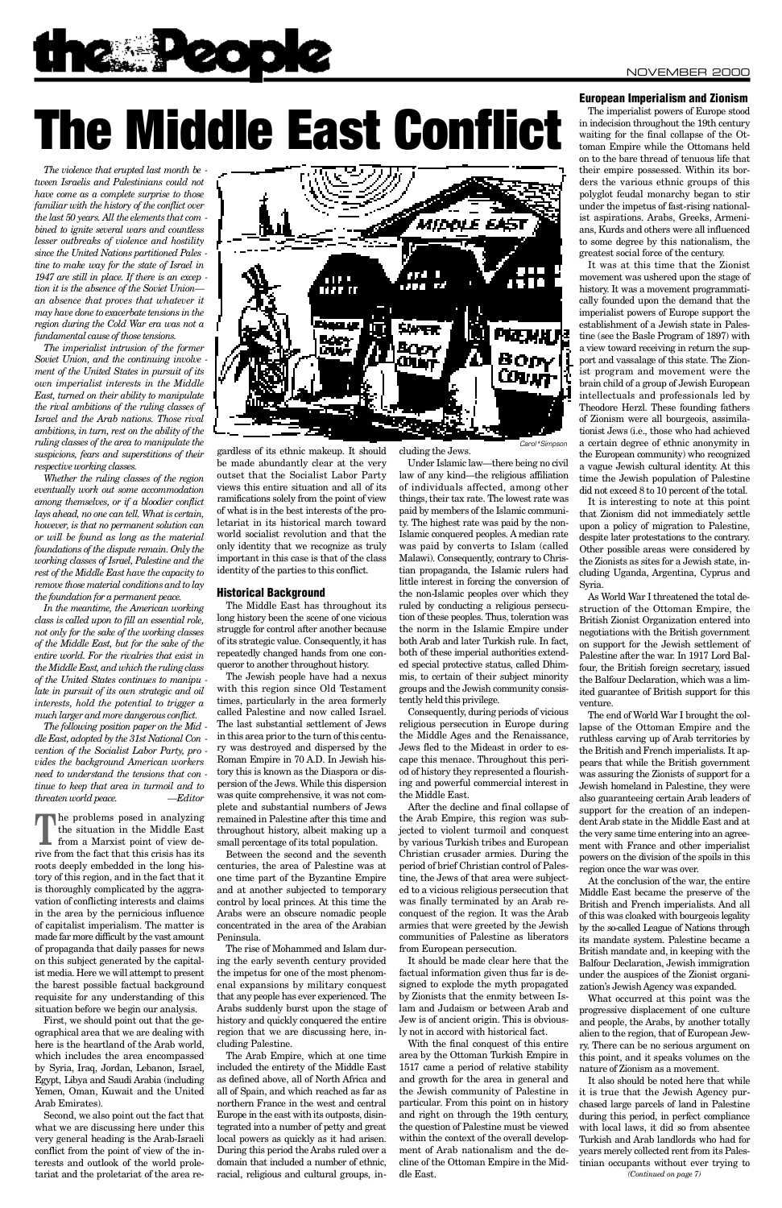# The Middle East Conflict

*The violence that erupted last month between Israelis and Palestinians could not have come as a complete surprise to those familiar with the history of the conflict over the last 50 years. All the elements that combined to ignite several wars and countless lesser outbreaks of violence and hostility since the United Nations partitioned Palestine to make way for the state of Israel in 1947 are still in place. If there is an exception it is the absence of the Soviet Union—an absence that proves that whatever it may have done to exacerbate tensions in the region during the Cold War era was not a fundamental cause of those tensions.*

*The imperialist intrusion of the former Soviet Union, and the continuing involvement of the United States in pursuit of its own imperialist interests in the Middle East, turned on their ability to manipulate the rival ambitions of the ruling classes of Israel and the Arab nations. Those rival ambitions, in turn, rest on the ability of the ruling classes of the area to manipulate the suspicions, fears and superstitions of their respective working classes.*

*Whether the ruling classes of the region eventually work out some accommodation among themselves, or if a bloodier conflict lays ahead, no one can tell. What is certain, however, is that no permanent solution can or will be found as long as the material foundations of the dispute remain. Only the working classes of Israel, Palestine and the rest of the Middle East have the capacity to remove those material conditions and to lay the foundation for a permanent peace.*

*In the meantime, the American working class is called upon to fill an essential role, not only for the sake of the working classes of the Middle East, but for the sake of the entire world. For the rivalries that exist in the Middle East, and which the ruling class of the United States continues to manipulate in pursuit of its own strategic and oil interests, hold the potential to trigger a much larger and more dangerous conflict.*

*The following position paper on the Middle East, adopted by the 31st National Convention of the Socialist Labor Party, provides the background American workers need to understand the tensions that continue to keep that area in turmoil and to threaten world peace.* —Editor

Carol\*Simpson

The problems posed in analyzing the situation in the Middle East from a Marxist point of view derive from the fact that this crisis has its roots deeply embedded in the long history of this region, and in the fact that it is thoroughly complicated by the aggravation of conflicting interests and claims in the area by the pernicious influence of capitalist imperialism. The matter is made far more difficult by the vast amount of propaganda that daily passes for news on this subject generated by the capitalist media. Here we will attempt to present the barest possible factual background requisite for any understanding of this situation before we begin our analysis.

First, we should point out that the geographical area that we are dealing with here is the heartland of the Arab world, which includes the area encompassed by Syria, Iraq, Jordan, Lebanon, Israel, Egypt, Libya and Saudi Arabia (including Yemen, Oman, Kuwait and the United Arab Emirates).

Second, we also point out the fact that what we are discussing here under this very general heading is the Arab-Israeli conflict from the point of view of the interests and outlook of the world proletariat and the proletariat of the area regardless of its ethnic makeup. It should be made abundantly clear at the very outset that the Socialist Labor Party views this entire situation and all of its ramifications solely from the point of view of what is in the best interests of the proletariat in its historical march toward world socialist revolution and that the only identity that we recognize as truly important in this case is that of the class identity of the parties to this conflict.

### Historical Background

The Middle East has throughout its long history been the scene of one vicious struggle for control after another because of its strategic value. Consequently, it has repeatedly changed hands from one conqueror to another throughout history.

The Jewish people have had a nexus with this region since Old Testament times, particularly in the area formerly called Palestine and now called Israel. The last substantial settlement of Jews in this area prior to the turn of this century was destroyed and dispersed by the Roman Empire in 70 A.D. In Jewish history this is known as the Diaspora or dispersion of the Jews. While this dispersion was quite comprehensive, it was not complete and substantial numbers of Jews remained in Palestine after this time and throughout history, albeit making up a small percentage of its total population.

Between the second and the seventh centuries, the area of Palestine was at one time part of the Byzantine Empire and at another subjected to temporary control by local princes. At this time the Arabs were an obscure nomadic people concentrated in the area of the Arabian Peninsula.

The rise of Mohammed and Islam during the early seventh century provided the impetus for one of the most phenomenal expansions by military conquest that any people has ever experienced. The Arabs suddenly burst upon the stage of history and quickly conquered the entire region that we are discussing here, including Palestine.

The Arab Empire, which at one time included the entirety of the Middle East as defined above, all of North Africa and all of Spain, and which reached as far as northern France in the west and central Europe in the east with its outposts, disintegrated into a number of petty and great local powers as quickly as it had arisen. During this period the Arabs ruled over a domain that included a number of ethnic, racial, religious and cultural groups, including the Jews.

Under Islamic law—there being no civil law of any kind—the religious affiliation of individuals affected, among other things, their tax rate. The lowest rate was paid by members of the Islamic community. The highest rate was paid by the non-Islamic conquered peoples. A median rate was paid by converts to Islam (called Malawi). Consequently, contrary to Christian propaganda, the Islamic rulers had little interest in forcing the conversion of the non-Islamic peoples over which they ruled by conducting a religious persecution of these peoples. Thus, toleration was the norm in the Islamic Empire under both Arab and later Turkish rule. In fact, both of these imperial authorities extended special protective status, called Dhimmis, to certain of their subject minority groups and the Jewish community consistently held this privilege.

Consequently, during periods of vicious religious persecution in Europe during the Middle Ages and the Renaissance, Jews fled to the Mideast in order to escape this menace. Throughout this period of history they represented a flourishing and powerful commercial interest in the Middle East.

After the decline and final collapse of the Arab Empire, this region was subjected to violent turmoil and conquest by various Turkish tribes and European Christian crusader armies. During the period of brief Christian control of Palestine, the Jews of that area were subjected to a vicious religious persecution that was finally terminated by an Arab reconquest of the region. It was the Arab armies that were greeted by the Jewish communities of Palestine as liberators from European persecution.

It should be made clear here that the factual information given thus far is designed to explode the myth propagated by Zionists that the enmity between Islam and Judaism or between Arab and Jew is of ancient origin. This is obviously not in accord with historical fact.

With the final conquest of this entire area by the Ottoman Turkish Empire in 1517 came a period of relative stability and growth for the area in general and the Jewish community of Palestine in particular. From this point on in history and right on through the 19th century, the question of Palestine must be viewed within the context of the overall development of Arab nationalism and the decline of the Ottoman Empire in the Middle East.

### European Imperialism and Zionism

The imperialist powers of Europe stood in indecision throughout the 19th century waiting for the final collapse of the Ottoman Empire while the Ottomans held on to the bare thread of tenuous life that their empire possessed. Within its borders the various ethnic groups of this polyglot feudal monarchy began to stir under the impetus of fast-rising nationalist aspirations. Arabs, Greeks, Armenians, Kurds and others were all influenced to some degree by this nationalism, the greatest social force of the century.

It was at this time that the Zionist movement was ushered upon the stage of history. It was a movement programmatically founded upon the demand that the imperialist powers of Europe support the establishment of a Jewish state in Palestine (see the Basle Program of 1897) with a view toward receiving in return the support and vassalage of this state. The Zionist program and movement were the brain child of a group of Jewish European intellectuals and professionals led by Theodore Herzl. These founding fathers of Zionism were all bourgeois, assimilationist Jews (i.e., those who had achieved a certain degree of ethnic anonymity in the European community) who recognized a vague Jewish cultural identity. At this time the Jewish population of Palestine did not exceed 8 to 10 percent of the total.

It is interesting to note at this point that Zionism did not immediately settle upon a policy of migration to Palestine, despite later protestations to the contrary. Other possible areas were considered by the Zionists as sites for a Jewish state, including Uganda, Argentina, Cyprus and Syria.

As World War I threatened the total destruction of the Ottoman Empire, the British Zionist Organization entered into negotiations with the British government on support for the Jewish settlement of Palestine after the war. In 1917 Lord Balfour, the British foreign secretary, issued the Balfour Declaration, which was a limited guarantee of British support for this venture.

The end of World War I brought the collapse of the Ottoman Empire and the ruthless carving up of Arab territories by the British and French imperialists. It appears that while the British government was assuring the Zionists of support for a Jewish homeland in Palestine, they were also guaranteeing certain Arab leaders of support for the creation of an independent Arab state in the Middle East and at the very same time entering into an agreement with France and other imperialist powers on the division of the spoils in this region once the war was over.

At the conclusion of the war, the entire Middle East became the preserve of the British and French imperialists. And all of this was cloaked with bourgeois legality by the so-called League of Nations through its mandate system. Palestine became a British mandate and, in keeping with the Balfour Declaration, Jewish immigration under the auspices of the Zionist organization's Jewish Agency was expanded.

What occurred at this point was the progressive displacement of one culture and people, the Arabs, by another totally alien to the region, that of European Jewry. There can be no serious argument on this point, and it speaks volumes on the nature of Zionism as a movement.

It also should be noted here that while it is true that the Jewish Agency purchased large parcels of land in Palestine during this period, in perfect compliance with local laws, it did so from absentee Turkish and Arab landlords who had for years merely collected rent from its Palestinian occupants without ever trying to

*(Continued on page 7)*